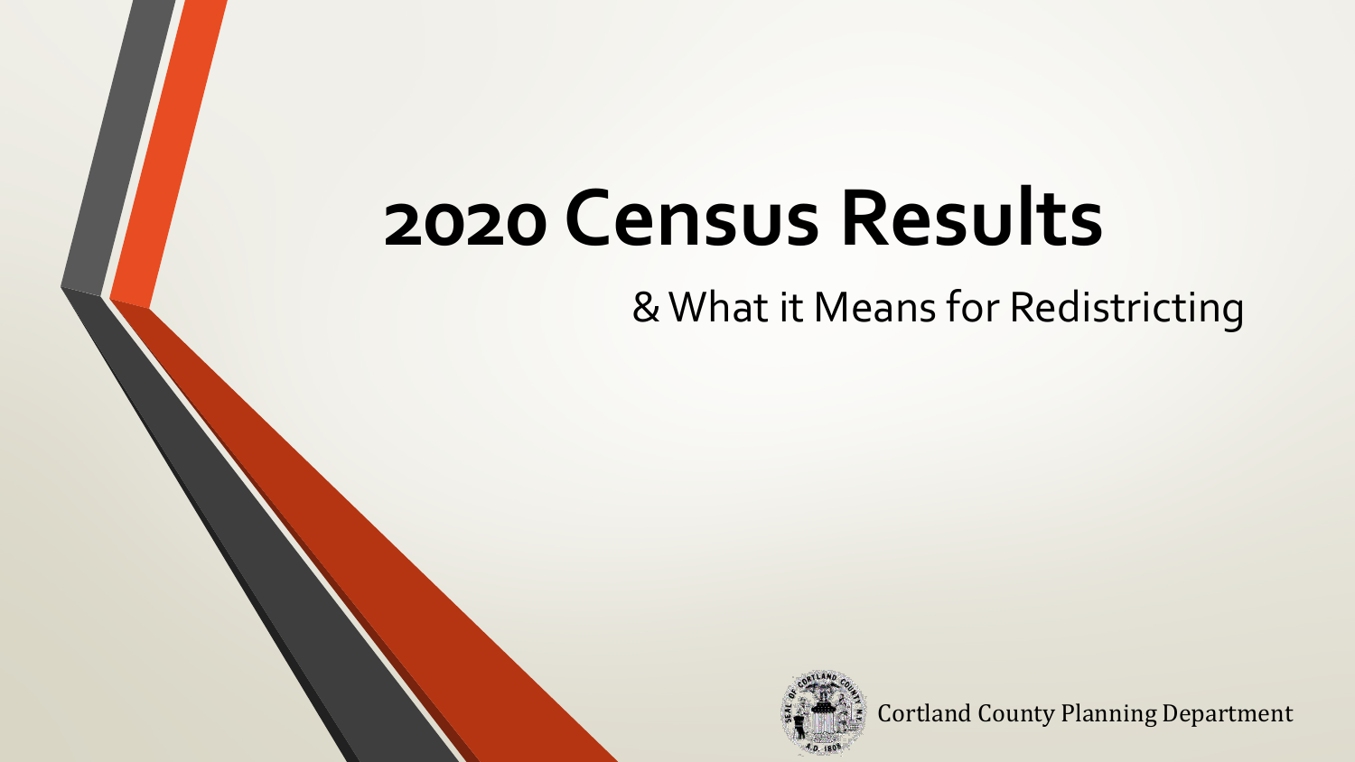# 2020 Census Results

## & What it Means for Redistricting

Cortland County Planning Department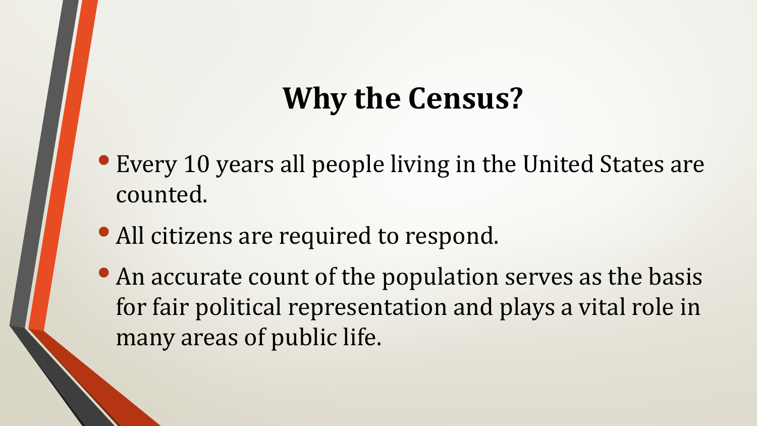# Why the Census?

- Every 10 years all people living in the United States are counted.
- All citizens are required to respond.
- An accurate count of the population serves as the basis for fair political representation and plays a vital role in many areas of public life.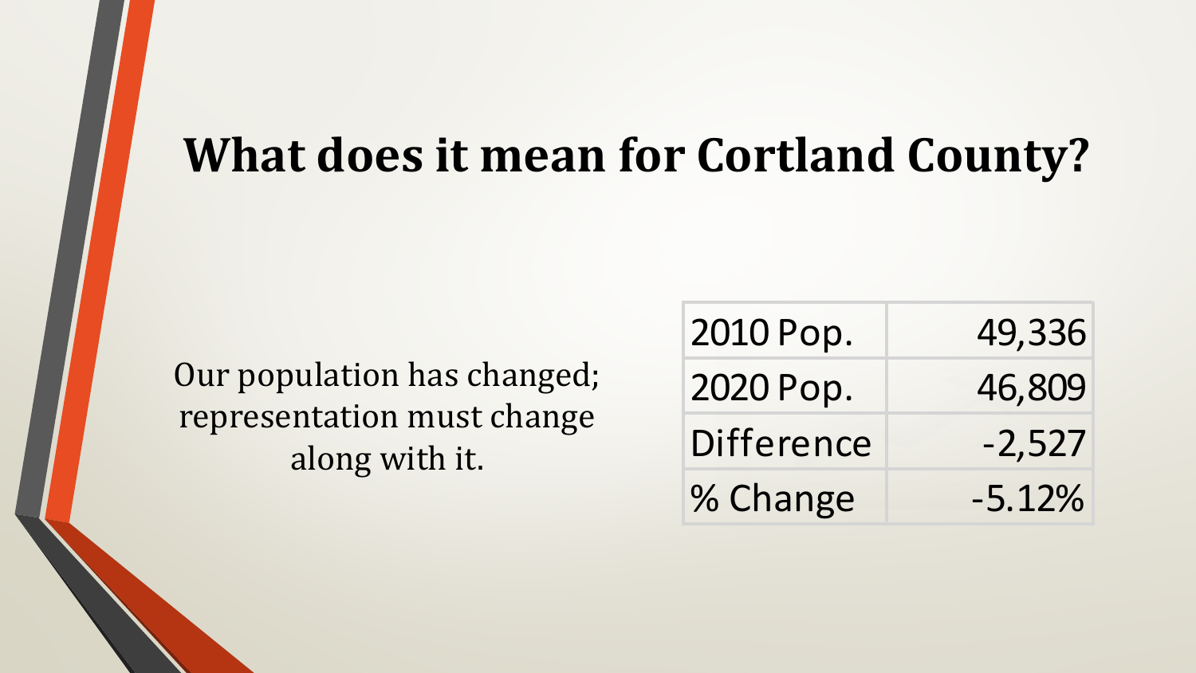# What does it mean for Cortland County?

Our population has changed; representation must change along with it.

| | |
|---|---|
| 2010 Pop. | 49,336 |
| 2020 Pop. | 46,809 |
| Difference | -2,527 |
| % Change | -5.12% |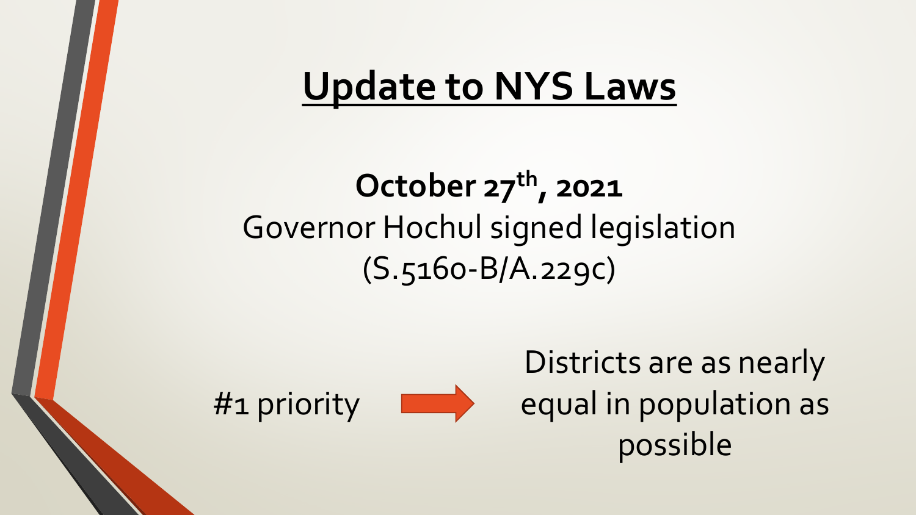# Update to NYS Laws

**October 27th, 2021**

Governor Hochul signed legislation (S.5160-B/A.229c)

#1 priority → Districts are as nearly equal in population as possible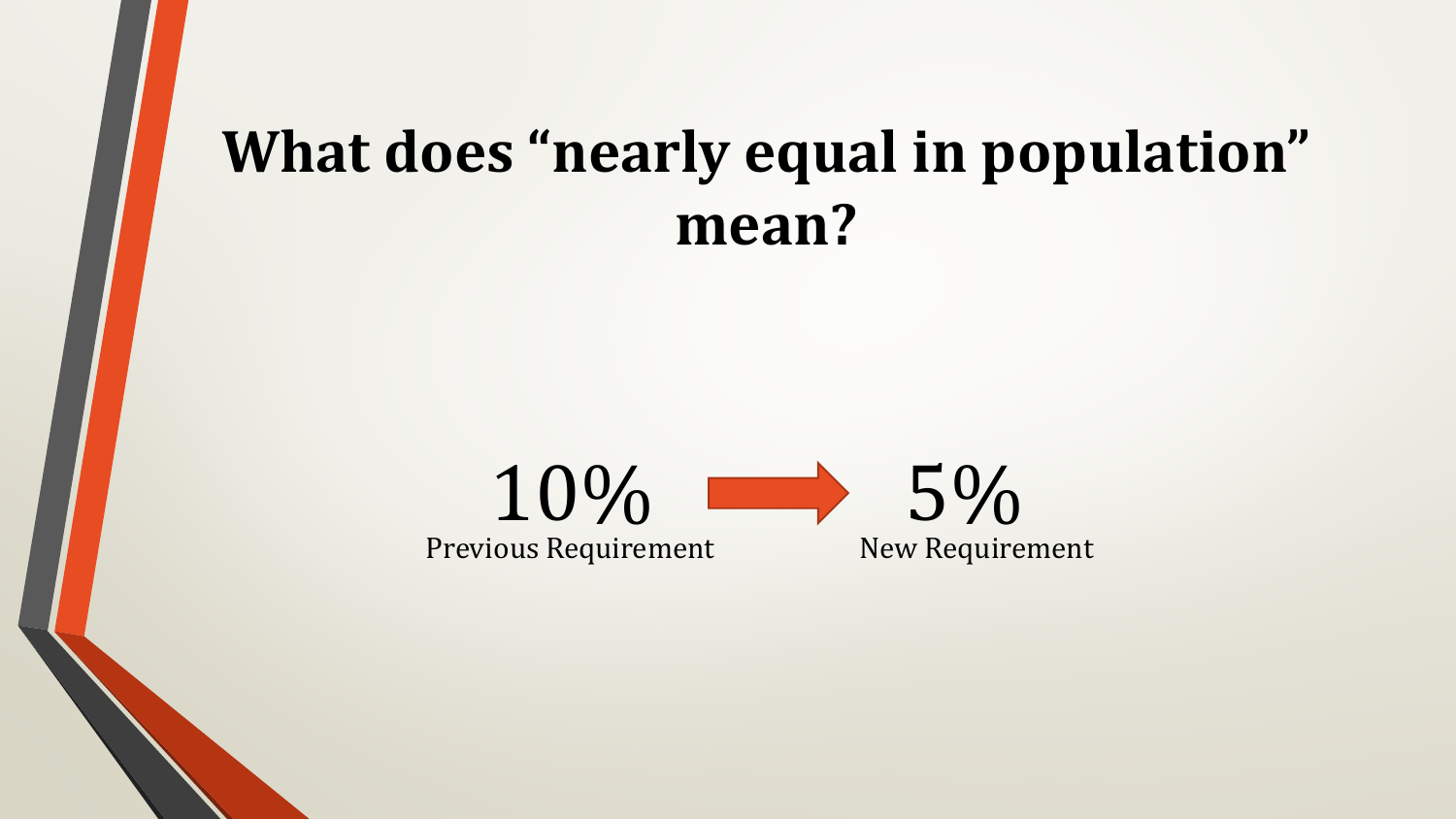# What does "nearly equal in population" mean?

10% → 5%

Previous Requirement → New Requirement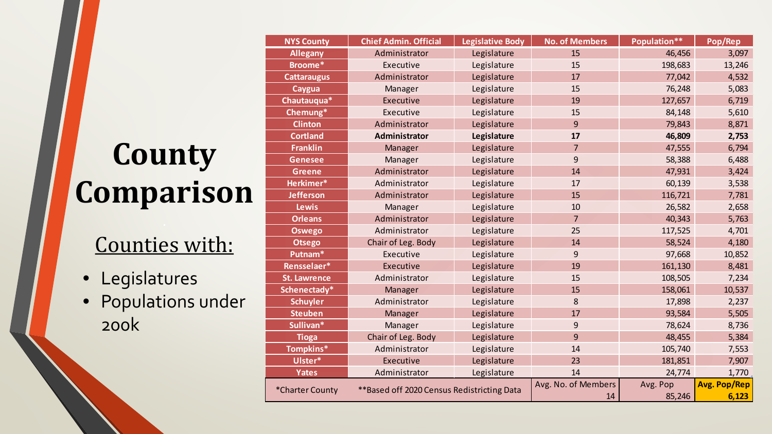# County Comparison

## Counties with:

- Legislatures
- Populations under 200k

| NYS County | Chief Admin. Official | Legislative Body | No. of Members | Population** | Pop/Rep |
|---|---|---|---|---|---|
| Allegany | Administrator | Legislature | 15 | 46,456 | 3,097 |
| Broome* | Executive | Legislature | 15 | 198,683 | 13,246 |
| Cattaraugus | Administrator | Legislature | 17 | 77,042 | 4,532 |
| Caygua | Manager | Legislature | 15 | 76,248 | 5,083 |
| Chautauqua* | Executive | Legislature | 19 | 127,657 | 6,719 |
| Chemung* | Executive | Legislature | 15 | 84,148 | 5,610 |
| Clinton | Administrator | Legislature | 9 | 79,843 | 8,871 |
| **Cortland** | **Administrator** | **Legislature** | **17** | **46,809** | **2,753** |
| Franklin | Manager | Legislature | 7 | 47,555 | 6,794 |
| Genesee | Manager | Legislature | 9 | 58,388 | 6,488 |
| Greene | Administrator | Legislature | 14 | 47,931 | 3,424 |
| Herkimer* | Administrator | Legislature | 17 | 60,139 | 3,538 |
| Jefferson | Administrator | Legislature | 15 | 116,721 | 7,781 |
| Lewis | Manager | Legislature | 10 | 26,582 | 2,658 |
| Orleans | Administrator | Legislature | 7 | 40,343 | 5,763 |
| Oswego | Administrator | Legislature | 25 | 117,525 | 4,701 |
| Otsego | Chair of Leg. Body | Legislature | 14 | 58,524 | 4,180 |
| Putnam* | Executive | Legislature | 9 | 97,668 | 10,852 |
| Rensselaer* | Executive | Legislature | 19 | 161,130 | 8,481 |
| St. Lawrence | Administrator | Legislature | 15 | 108,505 | 7,234 |
| Schenectady* | Manager | Legislature | 15 | 158,061 | 10,537 |
| Schuyler | Administrator | Legislature | 8 | 17,898 | 2,237 |
| Steuben | Manager | Legislature | 17 | 93,584 | 5,505 |
| Sullivan* | Manager | Legislature | 9 | 78,624 | 8,736 |
| Tioga | Chair of Leg. Body | Legislature | 9 | 48,455 | 5,384 |
| Tompkins* | Administrator | Legislature | 14 | 105,740 | 7,553 |
| Ulster* | Executive | Legislature | 23 | 181,851 | 7,907 |
| Yates | Administrator | Legislature | 14 | 24,774 | 1,770 |
| *Charter County | **Based off 2020 Census Redistricting Data | | Avg. No. of Members 14 | Avg. Pop 85,246 | **Avg. Pop/Rep 6,123** |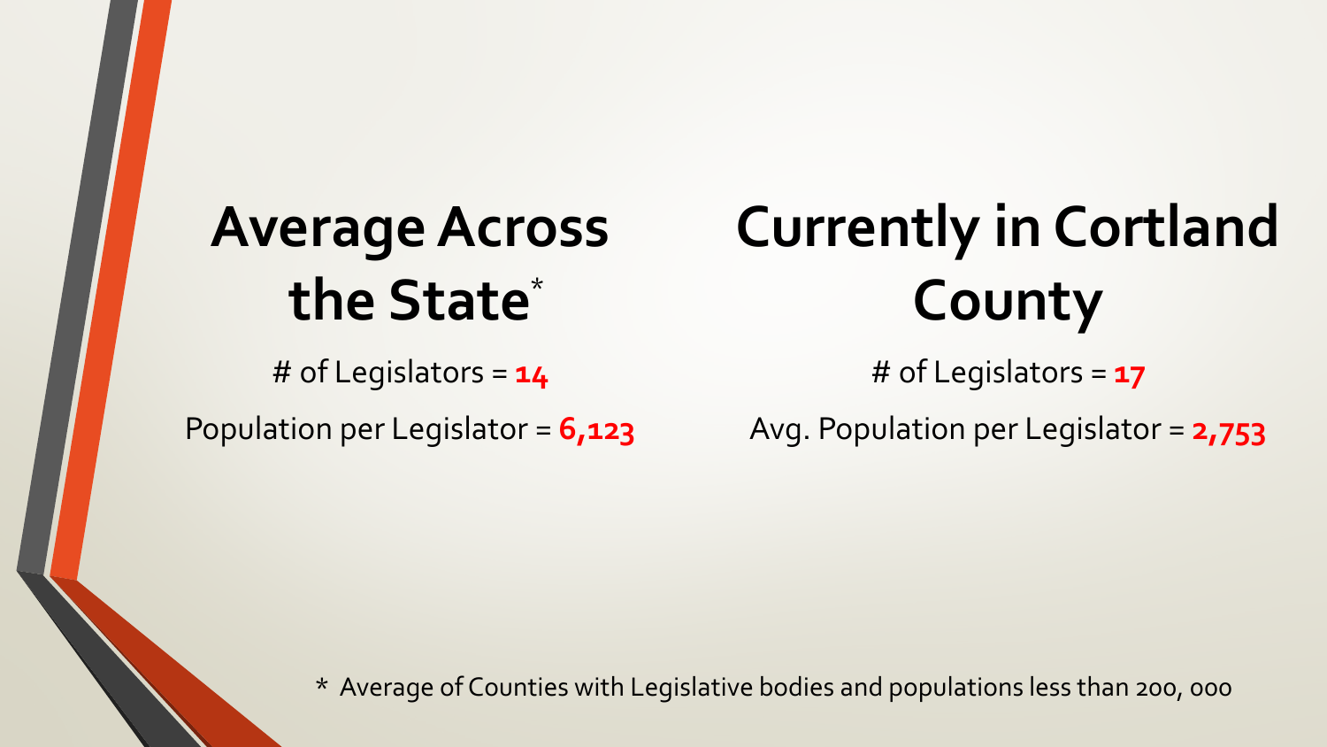## Average Across the State*

\# of Legislators = **14**

Population per Legislator = **6,123**

## Currently in Cortland County

\# of Legislators = **17**

Avg. Population per Legislator = **2,753**

\* Average of Counties with Legislative bodies and populations less than 200, 000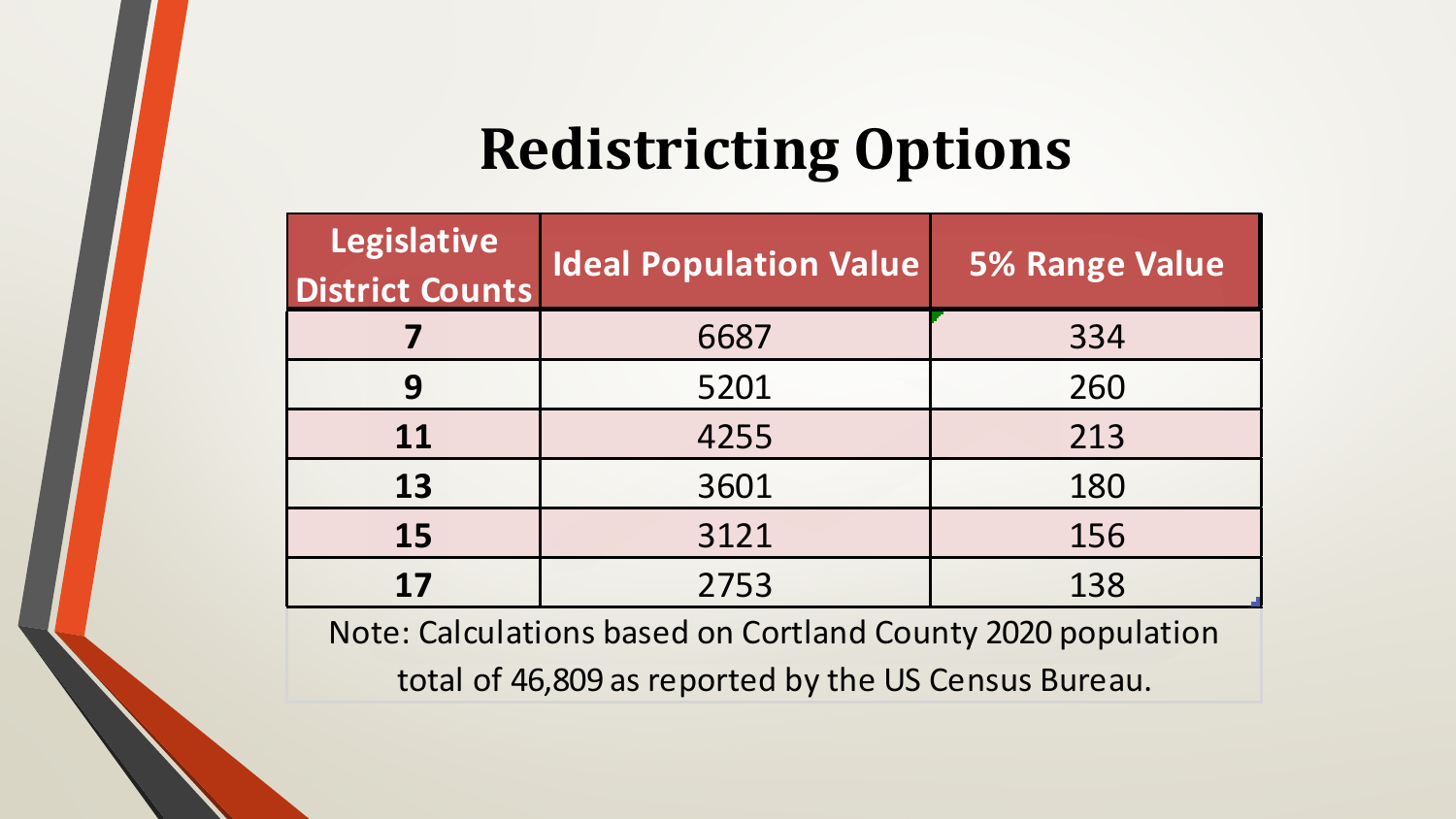# Redistricting Options

| Legislative District Counts | Ideal Population Value | 5% Range Value |
|---|---|---|
| **7** | 6687 | 334 |
| **9** | 5201 | 260 |
| **11** | 4255 | 213 |
| **13** | 3601 | 180 |
| **15** | 3121 | 156 |
| **17** | 2753 | 138 |

Note: Calculations based on Cortland County 2020 population total of 46,809 as reported by the US Census Bureau.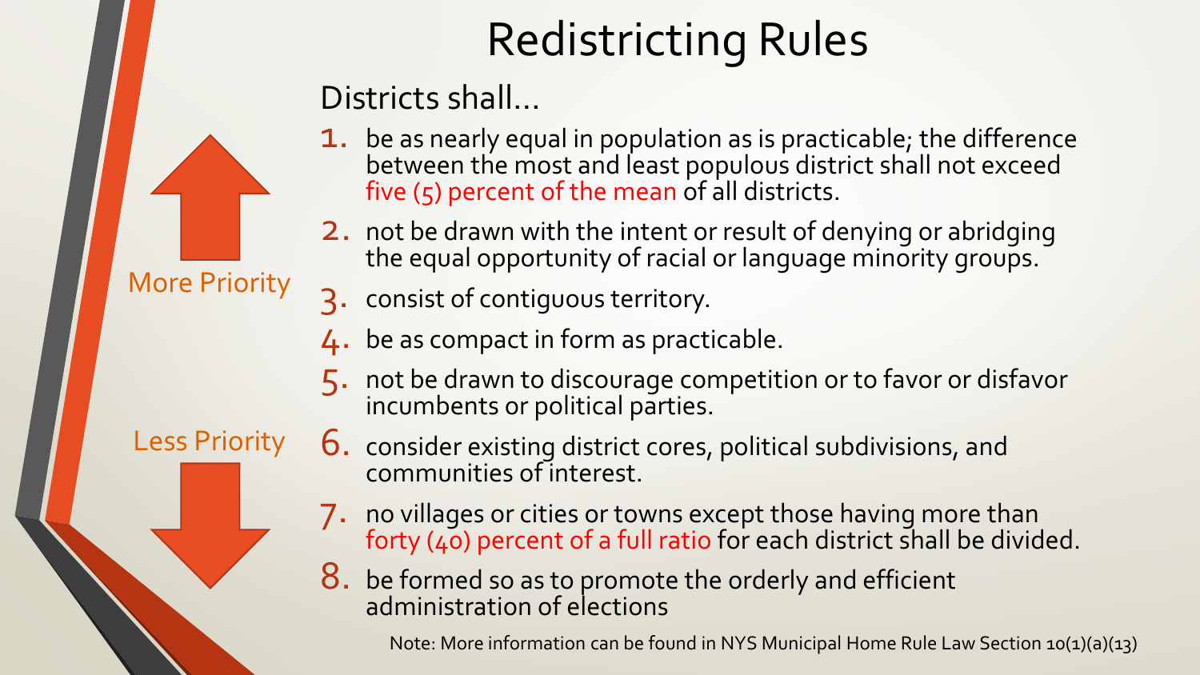# Redistricting Rules

Districts shall…

More Priority

Less Priority

1. be as nearly equal in population as is practicable; the difference between the most and least populous district shall not exceed five (5) percent of the mean of all districts.
2. not be drawn with the intent or result of denying or abridging the equal opportunity of racial or language minority groups.
3. consist of contiguous territory.
4. be as compact in form as practicable.
5. not be drawn to discourage competition or to favor or disfavor incumbents or political parties.
6. consider existing district cores, political subdivisions, and communities of interest.
7. no villages or cities or towns except those having more than forty (40) percent of a full ratio for each district shall be divided.
8. be formed so as to promote the orderly and efficient administration of elections

Note: More information can be found in NYS Municipal Home Rule Law Section 10(1)(a)(13)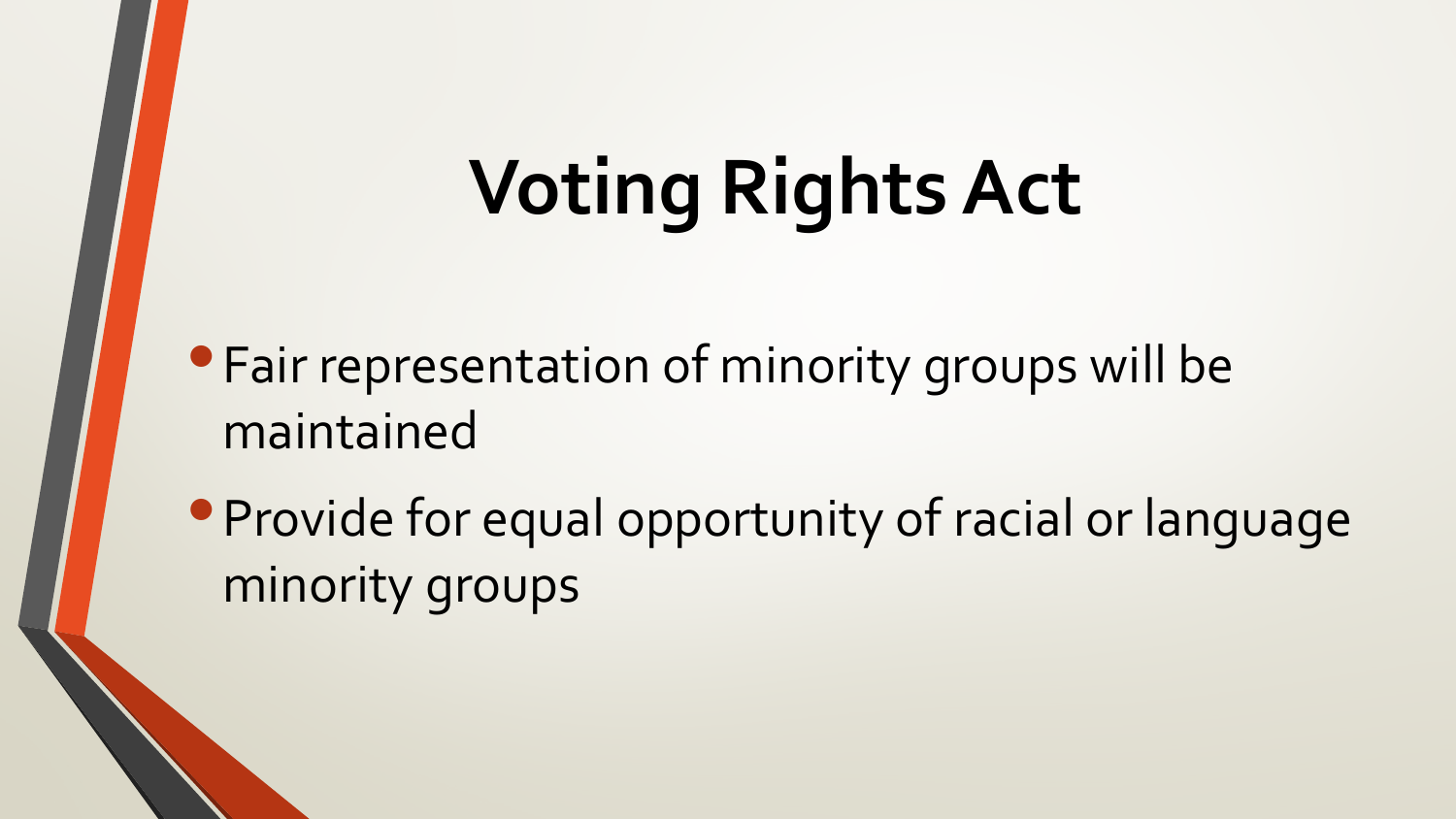# Voting Rights Act

- Fair representation of minority groups will be maintained
- Provide for equal opportunity of racial or language minority groups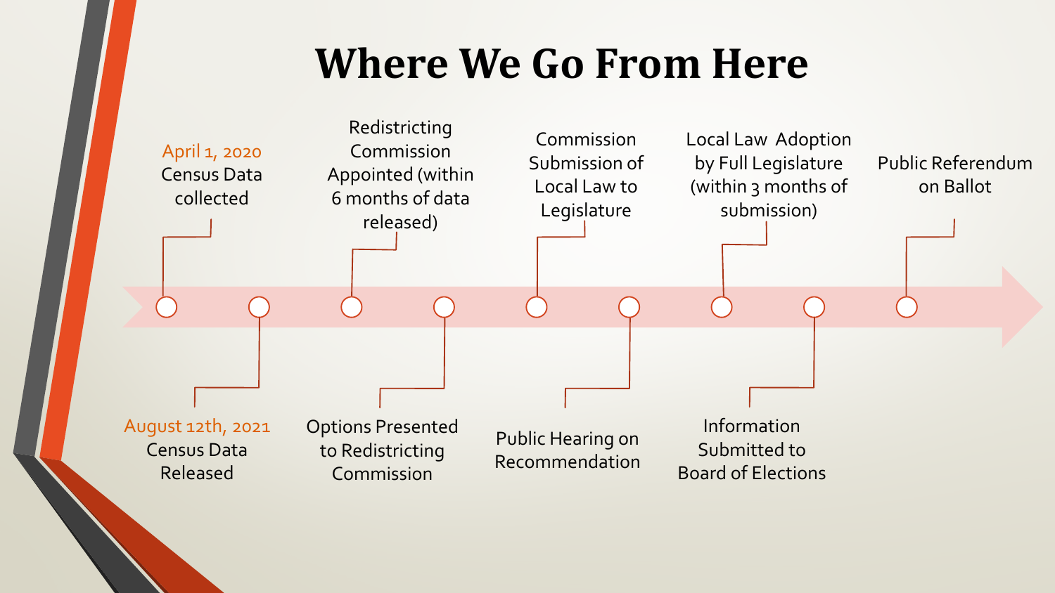# Where We Go From Here

1. April 1, 2020 Census Data collected
2. August 12th, 2021 Census Data Released
3. Redistricting Commission Appointed (within 6 months of data released)
4. Options Presented to Redistricting Commission
5. Commission Submission of Local Law to Legislature
6. Public Hearing on Recommendation
7. Local Law Adoption by Full Legislature (within 3 months of submission)
8. Information Submitted to Board of Elections
9. Public Referendum on Ballot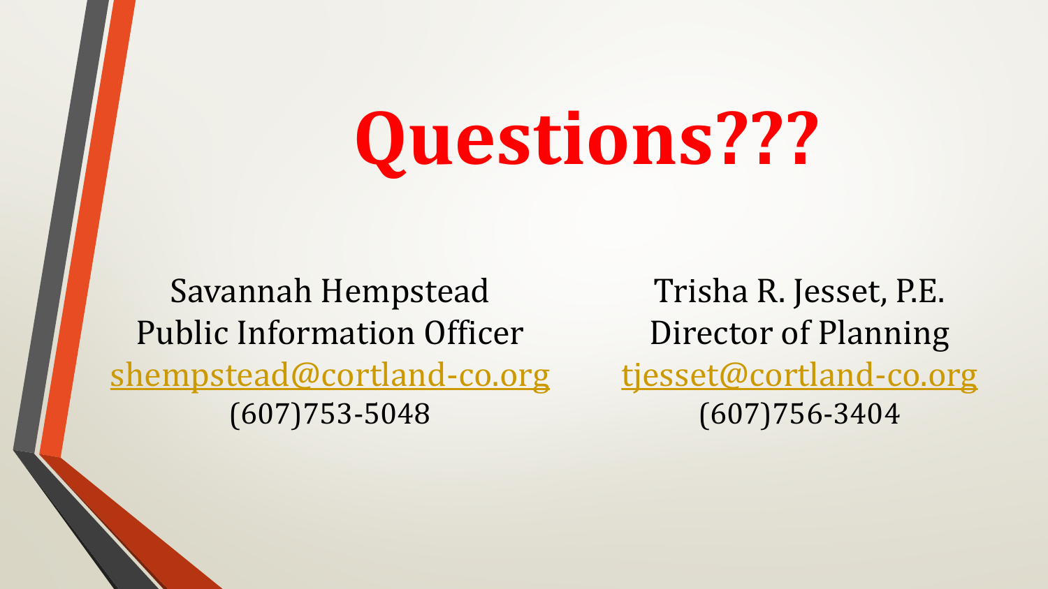# Questions???

Savannah Hempstead
Public Information Officer
shempstead@cortland-co.org
(607)753-5048

Trisha R. Jesset, P.E.
Director of Planning
tjesset@cortland-co.org
(607)756-3404